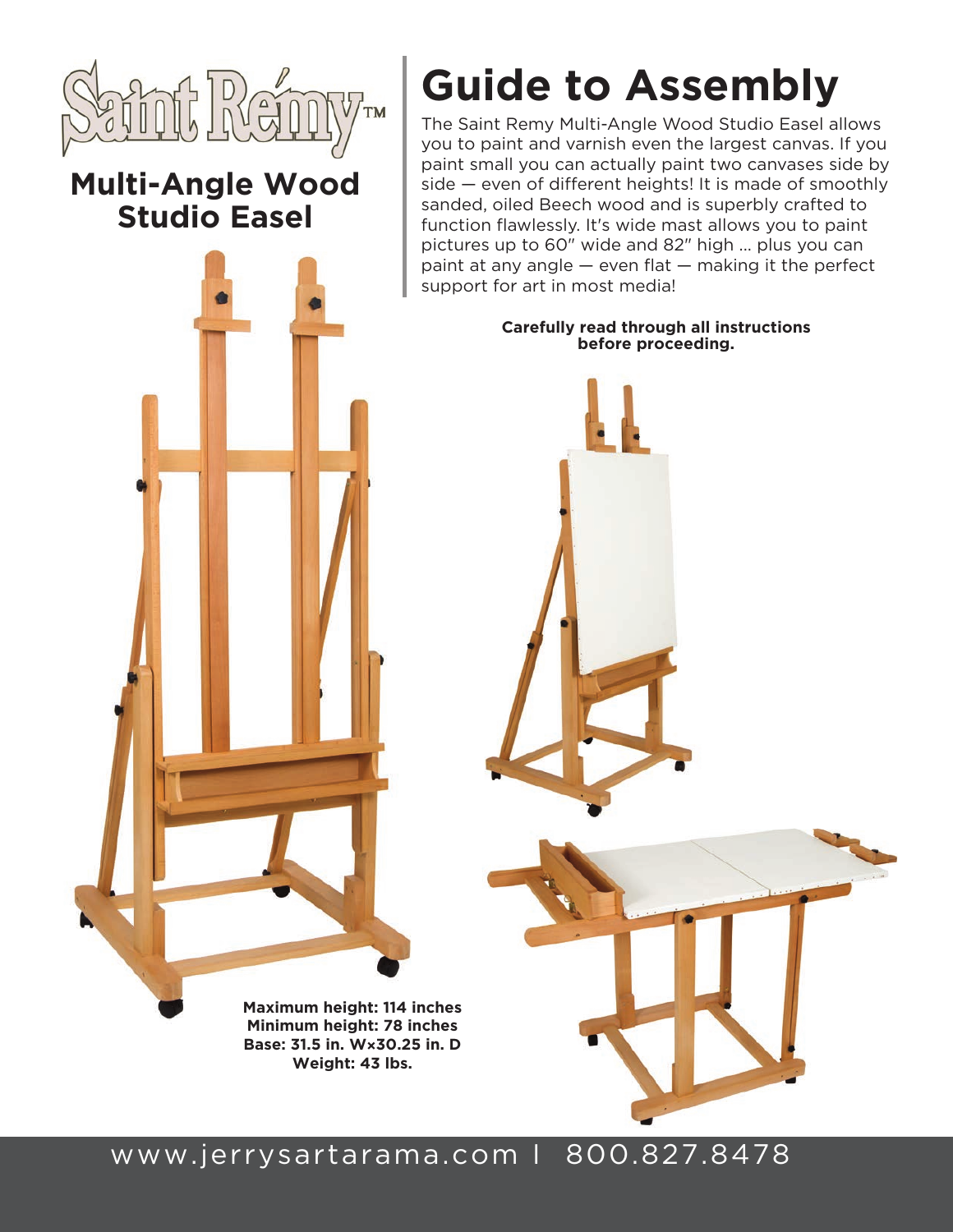Saint Rémy™

## Multi-Angle Wood Studio Easel

# Guide to Assembly

The Saint Remy Multi-Angle Wood Studio Easel allows you to paint and varnish even the largest canvas. If you paint small you can actually paint two canvases side by side — even of different heights! It is made of smoothly sanded, oiled Beech wood and is superbly crafted to function flawlessly. It's wide mast allows you to paint pictures up to 60" wide and 82" high ... plus you can paint at any angle — even flat — making it the perfect support for art in most media!

**Carefully read through all instructions before proceeding.**

**Maximum height: 114 inches**
**Minimum height: 78 inches**
**Base: 31.5 in. W×30.25 in. D**
**Weight: 43 lbs.**

www.jerrysartarama.com I 800.827.8478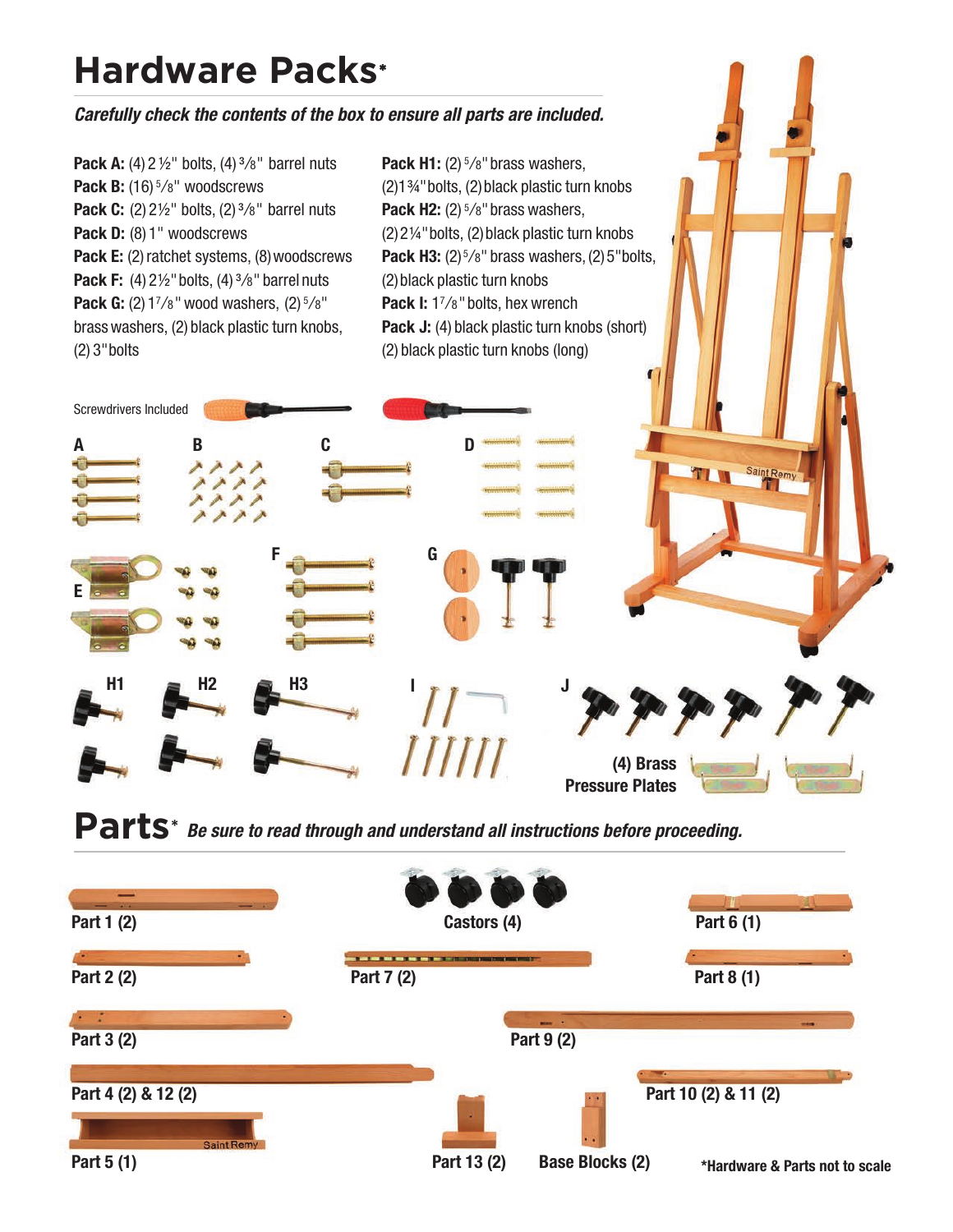# Hardware Packs*

***Carefully check the contents of the box to ensure all parts are included.***

**Pack A:** (4) 2 ½" bolts, (4) ³⁄₈" barrel nuts
**Pack B:** (16) ⁵⁄₈" woodscrews
**Pack C:** (2) 2½" bolts, (2) ³⁄₈" barrel nuts
**Pack D:** (8) 1" woodscrews
**Pack E:** (2) ratchet systems, (8) woodscrews
**Pack F:** (4) 2½" bolts, (4) ³⁄₈" barrel nuts
**Pack G:** (2) 1⁷⁄₈" wood washers, (2) ⁵⁄₈" brass washers, (2) black plastic turn knobs, (2) 3" bolts
**Pack H1:** (2) ⁵⁄₈" brass washers, (2) 1¾" bolts, (2) black plastic turn knobs
**Pack H2:** (2) ⁵⁄₈" brass washers, (2) 2¼" bolts, (2) black plastic turn knobs
**Pack H3:** (2) ⁵⁄₈" brass washers, (2) 5" bolts, (2) black plastic turn knobs
**Pack I:** 1⁷⁄₈" bolts, hex wrench
**Pack J:** (4) black plastic turn knobs (short) (2) black plastic turn knobs (long)

Screwdrivers Included

A B C D

E F G

H1 H2 H3 I J

**(4) Brass Pressure Plates**

# Parts* *Be sure to read through and understand all instructions before proceeding.*

**Part 1 (2)**
**Castors (4)**
**Part 6 (1)**
**Part 2 (2)**
**Part 7 (2)**
**Part 8 (1)**
**Part 3 (2)**
**Part 9 (2)**
**Part 4 (2) & 12 (2)**
**Part 10 (2) & 11 (2)**
**Part 5 (1)**
**Part 13 (2)**
**Base Blocks (2)**

**\*Hardware & Parts not to scale**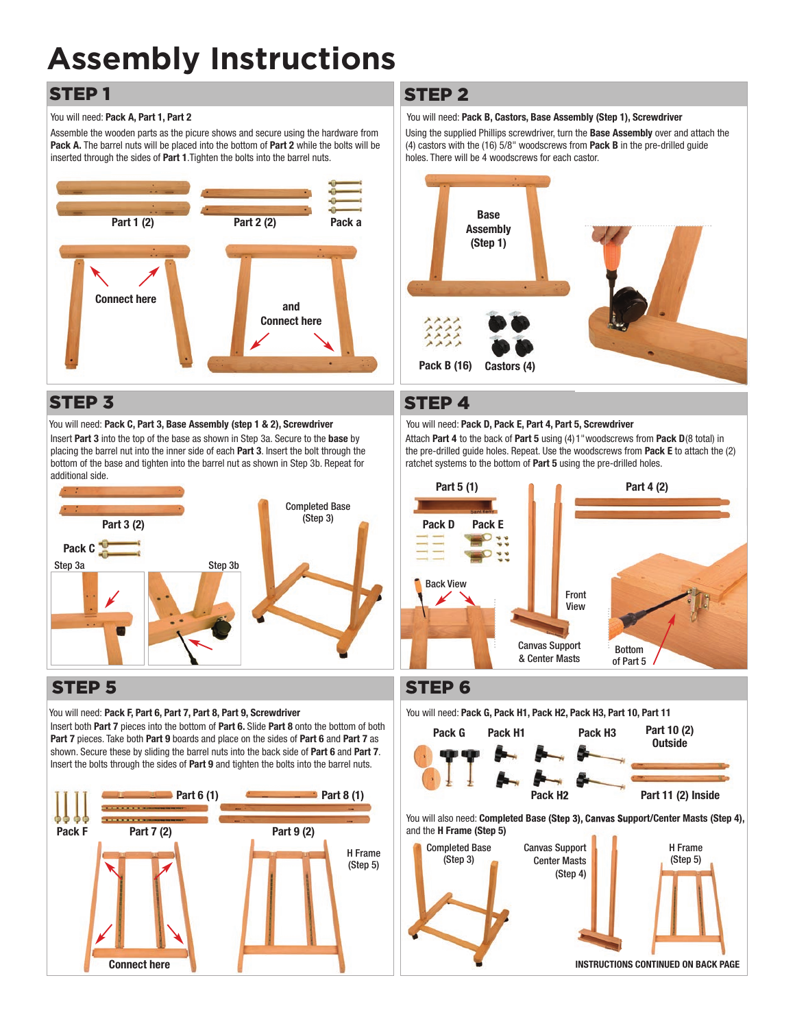# Assembly Instructions

## STEP 1

You will need: **Pack A, Part 1, Part 2**

Assemble the wooden parts as the picure shows and secure using the hardware from **Pack A.** The barrel nuts will be placed into the bottom of **Part 2** while the bolts will be inserted through the sides of **Part 1**.Tighten the bolts into the barrel nuts.

Part 1 (2) Part 2 (2) Pack a

Connect here and Connect here

## STEP 2

You will need: **Pack B, Castors, Base Assembly (Step 1), Screwdriver**

Using the supplied Phillips screwdriver, turn the **Base Assembly** over and attach the (4) castors with the (16) 5/8" woodscrews from **Pack B** in the pre-drilled guide holes. There will be 4 woodscrews for each castor.

Base Assembly (Step 1)

Pack B (16) Castors (4)

## STEP 3

You will need: **Pack C, Part 3, Base Assembly (step 1 & 2), Screwdriver**

Insert **Part 3** into the top of the base as shown in Step 3a. Secure to the **base** by placing the barrel nut into the inner side of each **Part 3**. Insert the bolt through the bottom of the base and tighten into the barrel nut as shown in Step 3b. Repeat for additional side.

Part 3 (2) Pack C Step 3a Step 3b Completed Base (Step 3)

## STEP 4

You will need: **Pack D, Pack E, Part 4, Part 5, Screwdriver**

Attach **Part 4** to the back of **Part 5** using (4) 1" woodscrews from **Pack D** (8 total) in the pre-drilled guide holes. Repeat. Use the woodscrews from **Pack E** to attach the (2) ratchet systems to the bottom of **Part 5** using the pre-drilled holes.

Part 5 (1) Part 4 (2) Pack D Pack E Back View Front View Canvas Support & Center Masts Bottom of Part 5

## STEP 5

You will need: **Pack F, Part 6, Part 7, Part 8, Part 9, Screwdriver**

Insert both **Part 7** pieces into the bottom of **Part 6.** Slide **Part 8** onto the bottom of both **Part 7** pieces. Take both **Part 9** boards and place on the sides of **Part 6** and **Part 7** as shown. Secure these by sliding the barrel nuts into the back side of **Part 6** and **Part 7**. Insert the bolts through the sides of **Part 9** and tighten the bolts into the barrel nuts.

Pack F Part 6 (1) Part 7 (2) Part 8 (1) Part 9 (2) H Frame (Step 5)

Connect here

## STEP 6

You will need: **Pack G, Pack H1, Pack H2, Pack H3, Part 10, Part 11**

Pack G Pack H1 Pack H2 Pack H3 Part 10 (2) Outside Part 11 (2) Inside

You will also need: **Completed Base (Step 3), Canvas Support/Center Masts (Step 4),** and the **H Frame (Step 5)**

Completed Base (Step 3) Canvas Support Center Masts (Step 4) H Frame (Step 5)

**INSTRUCTIONS CONTINUED ON BACK PAGE**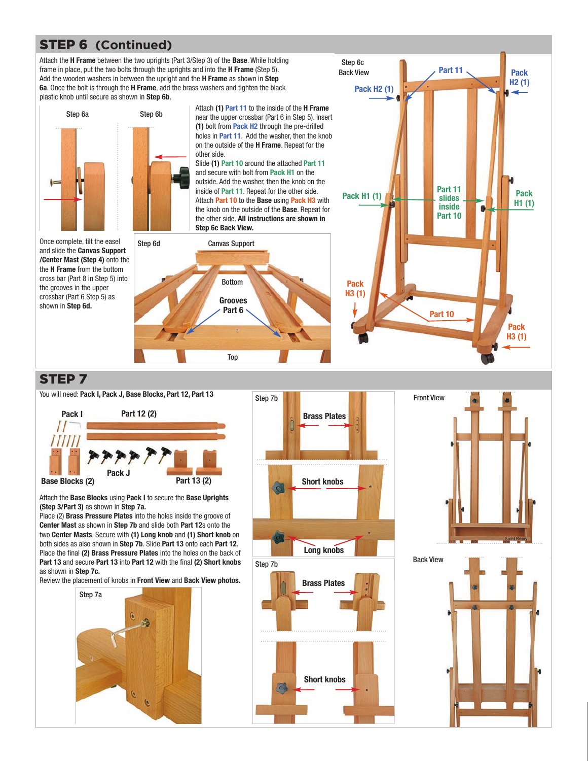## STEP 6 (Continued)

Attach the **H Frame** between the two uprights (Part 3/Step 3) of the **Base**. While holding frame in place, put the two bolts through the uprights and into the **H Frame** (Step 5). Add the wooden washers in between the upright and the **H Frame** as shown in **Step 6a**. Once the bolt is through the **H Frame**, add the brass washers and tighten the black plastic knob until secure as shown in **Step 6b**.

Step 6a

Step 6b

Attach **(1)** Part 11 to the inside of the **H Frame** near the upper crossbar (Part 6 in Step 5). Insert **(1)** bolt from Pack H2 through the pre-drilled holes in Part 11. Add the washer, then the knob on the outside of the **H Frame**. Repeat for the other side.

Slide **(1)** Part 10 around the attached Part 11 and secure with bolt from Pack H1 on the outside. Add the washer, then the knob on the inside of Part 11. Repeat for the other side.

Attach Part 10 to the **Base** using Pack H3 with the knob on the outside of the **Base**. Repeat for the other side. **All instructions are shown in Step 6c Back View.**

Step 6c
Back View

Part 11
Pack H2 (1)
Pack H2 (1)
Pack H1 (1)
Part 11 slides inside Part 10
Pack H1 (1)
Pack H3 (1)
Part 10
Pack H3 (1)

Once complete, tilt the easel and slide the **Canvas Support /Center Mast (Step 4)** onto the the **H Frame** from the bottom cross bar (Part 8 in Step 5) into the grooves in the upper crossbar (Part 6 Step 5) as shown in **Step 6d.**

Step 6d

Canvas Support
Bottom
Grooves
Part 6
Top

## STEP 7

You will need: **Pack I, Pack J, Base Blocks, Part 12, Part 13**

Pack I
Part 12 (2)
Pack J
Base Blocks (2)
Part 13 (2)

Attach the **Base Blocks** using **Pack I** to secure the **Base Uprights (Step 3/Part 3)** as shown in **Step 7a.**

Place (2) **Brass Pressure Plates** into the holes inside the groove of **Center Mast** as shown in **Step 7b** and slide both **Part 12**s onto the two **Center Masts**. Secure with **(1) Long knob** and **(1) Short knob** on both sides as also shown in **Step 7b**. Slide **Part 13** onto each **Part 12**.

Place the final **(2) Brass Pressure Plates** into the holes on the back of **Part 13** and secure **Part 13** into **Part 12** with the final **(2) Short knobs** as shown in **Step 7c.**

Review the placement of knobs in **Front View** and **Back View photos.**

Step 7a

Step 7b

Brass Plates
Short knobs
Long knobs

Step 7b

Brass Plates
Short knobs

Front View

Back View